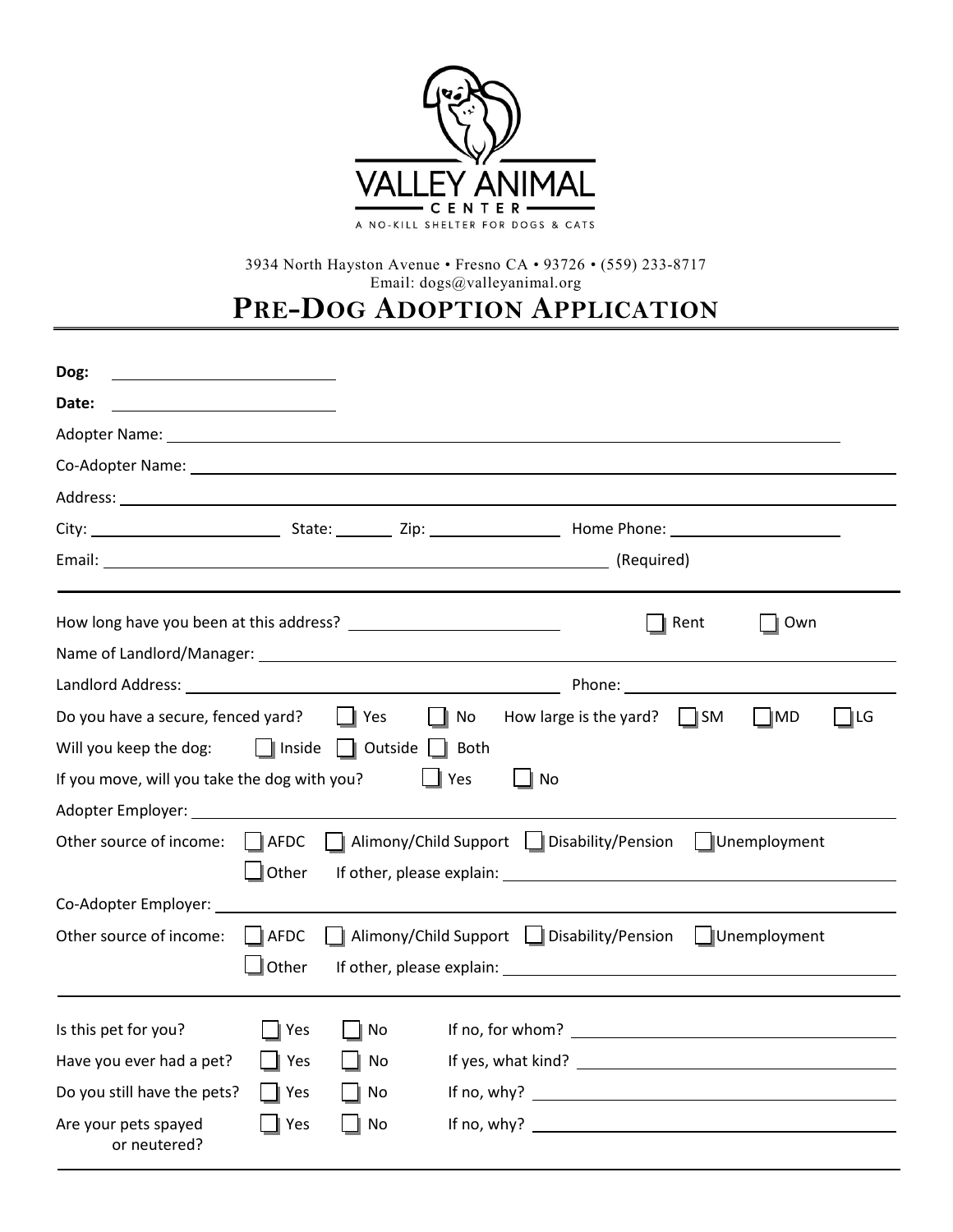VALLEY ANIMAL
CENTER
A NO-KILL SHELTER FOR DOGS & CATS

3934 North Hayston Avenue • Fresno CA • 93726 • (559) 233-8717
Email: dogs@valleyanimal.org

# PRE-DOG ADOPTION APPLICATION

**Dog:** ______________________

**Date:** ______________________

Adopter Name: ______________________________________________

Co-Adopter Name: ______________________________________________

Address: ______________________________________________

City: ______________ State: ________ Zip: ______________ Home Phone: ______________

Email: ______________________________________________ (Required)

---

How long have you been at this address? ______________________ ☐ Rent ☐ Own

Name of Landlord/Manager: ______________________________________________

Landlord Address: ______________________________ Phone: ______________________

Do you have a secure, fenced yard? ☐ Yes ☐ No How large is the yard? ☐ SM ☐ MD ☐ LG

Will you keep the dog: ☐ Inside ☐ Outside ☐ Both

If you move, will you take the dog with you? ☐ Yes ☐ No

Adopter Employer: ______________________________________________

Other source of income: ☐ AFDC ☐ Alimony/Child Support ☐ Disability/Pension ☐ Unemployment
☐ Other If other, please explain: ______________________________

Co-Adopter Employer: ______________________________________________

Other source of income: ☐ AFDC ☐ Alimony/Child Support ☐ Disability/Pension ☐ Unemployment
☐ Other If other, please explain: ______________________________

---

Is this pet for you? ☐ Yes ☐ No If no, for whom? ______________________________

Have you ever had a pet? ☐ Yes ☐ No If yes, what kind? ______________________________

Do you still have the pets? ☐ Yes ☐ No If no, why? ______________________________

Are your pets spayed or neutered? ☐ Yes ☐ No If no, why? ______________________________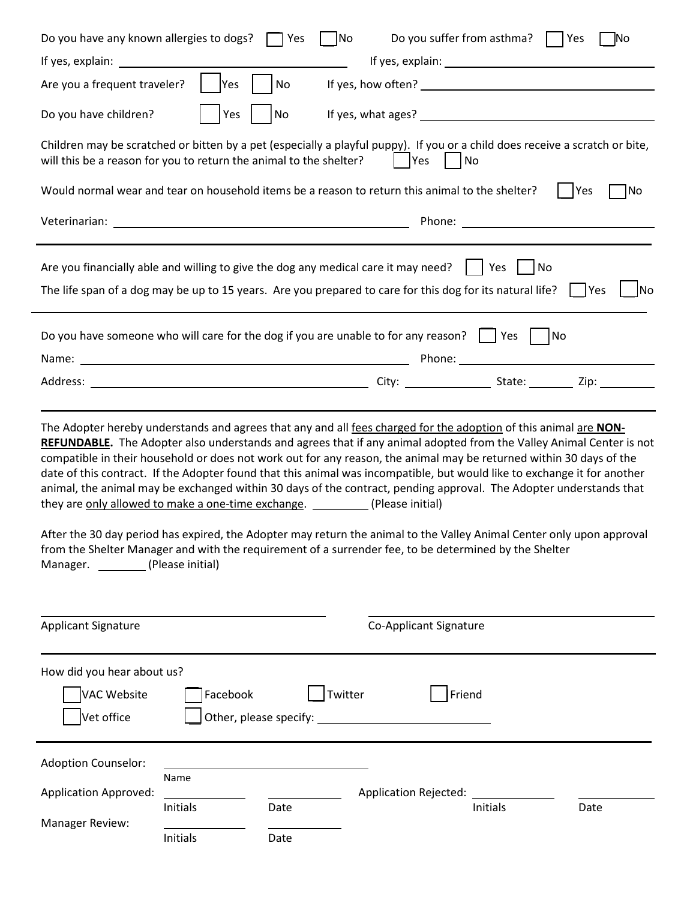Do you have any known allergies to dogs? ☐ Yes ☐ No    Do you suffer from asthma? ☐ Yes ☐ No

If yes, explain: ____________________    If yes, explain: ____________________

Are you a frequent traveler? ☐ Yes ☐ No    If yes, how often? ____________________

Do you have children? ☐ Yes ☐ No    If yes, what ages? ____________________

Children may be scratched or bitten by a pet (especially a playful puppy). If you or a child does receive a scratch or bite, will this be a reason for you to return the animal to the shelter? ☐ Yes ☐ No

Would normal wear and tear on household items be a reason to return this animal to the shelter? ☐ Yes ☐ No

Veterinarian: ____________________    Phone: ____________________

---

Are you financially able and willing to give the dog any medical care it may need? ☐ Yes ☐ No

The life span of a dog may be up to 15 years. Are you prepared to care for this dog for its natural life? ☐ Yes ☐ No

---

Do you have someone who will care for the dog if you are unable to for any reason? ☐ Yes ☐ No

Name: ____________________    Phone: ____________________

Address: ____________________    City: __________ State: ______ Zip: ______

---

The Adopter hereby understands and agrees that any and all fees charged for the adoption of this animal are **NON-REFUNDABLE.** The Adopter also understands and agrees that if any animal adopted from the Valley Animal Center is not compatible in their household or does not work out for any reason, the animal may be returned within 30 days of the date of this contract. If the Adopter found that this animal was incompatible, but would like to exchange it for another animal, the animal may be exchanged within 30 days of the contract, pending approval. The Adopter understands that they are only allowed to make a one-time exchange. ________ (Please initial)

After the 30 day period has expired, the Adopter may return the animal to the Valley Animal Center only upon approval from the Shelter Manager and with the requirement of a surrender fee, to be determined by the Shelter Manager. ________ (Please initial)

____________________    ____________________

Applicant Signature    Co-Applicant Signature

---

How did you hear about us?

☐ VAC Website ☐ Facebook ☐ Twitter ☐ Friend

☐ Vet office ☐ Other, please specify: ____________________

---

Adoption Counselor: ____________________
Name

Application Approved: __________ Initials __________ Date    Application Rejected: __________ Initials __________ Date

Manager Review: __________ Initials __________ Date